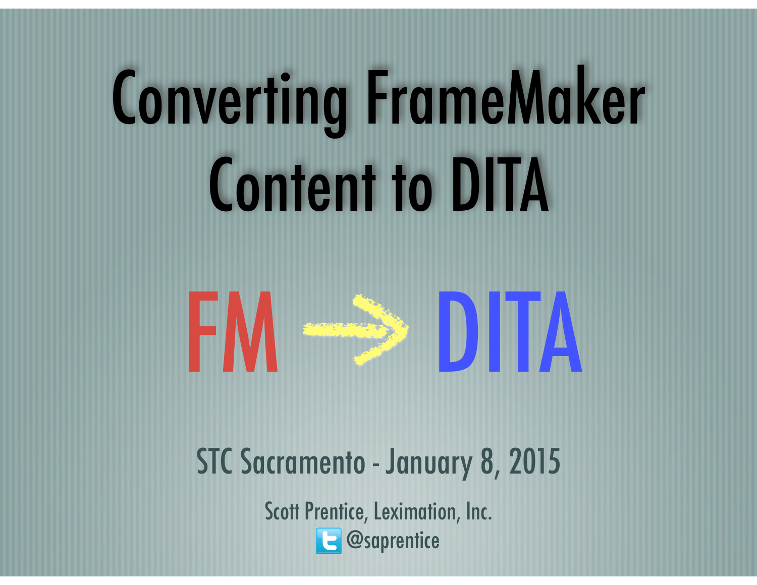# Converting FrameMaker Content to DITA

FM → DITA

STC Sacramento - January 8, 2015

Scott Prentice, Leximation, Inc.

@saprentice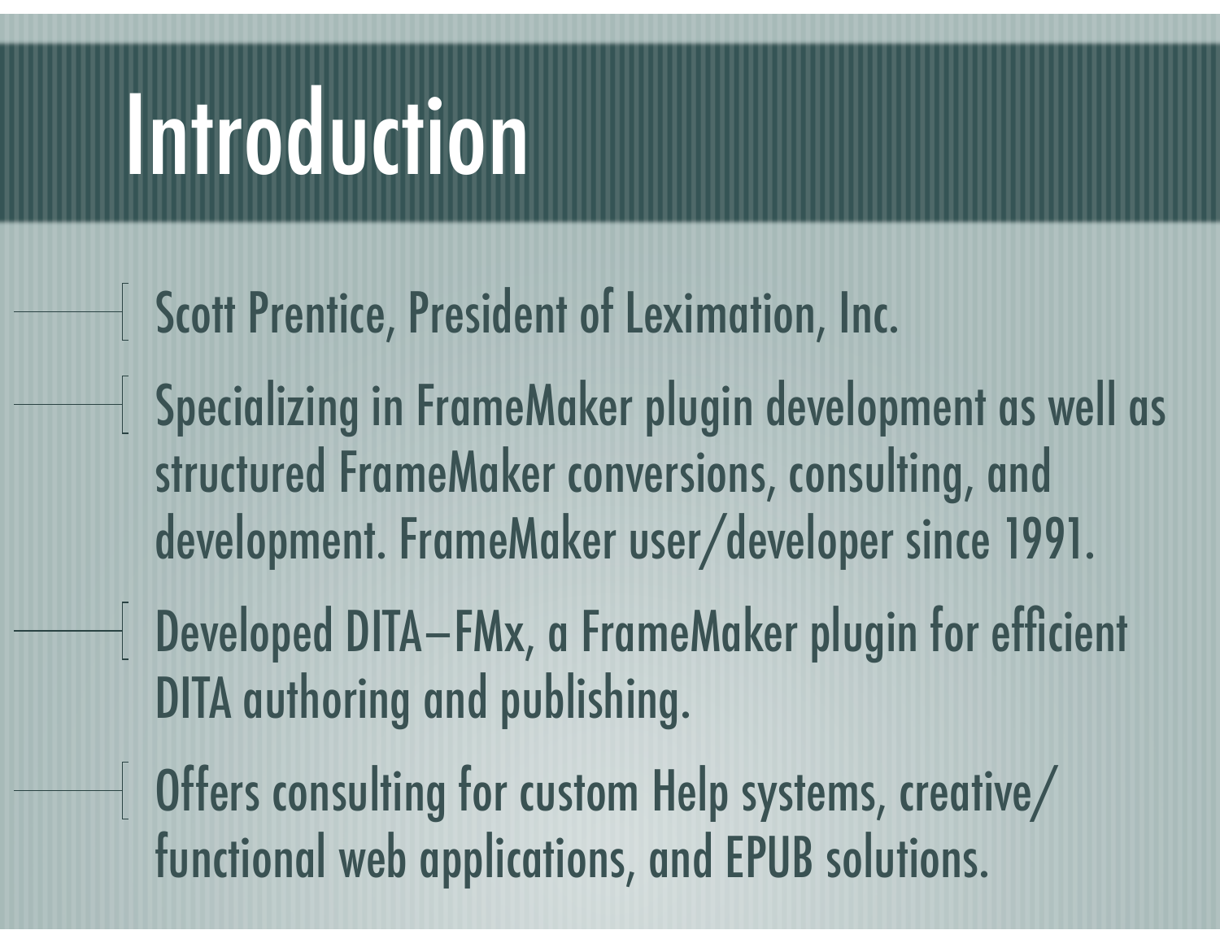# Introduction

- Scott Prentice, President of Leximation, Inc.
- Specializing in FrameMaker plugin development as well as structured FrameMaker conversions, consulting, and development. FrameMaker user/developer since 1991.
- Developed DITA–FMx, a FrameMaker plugin for efficient DITA authoring and publishing.
- Offers consulting for custom Help systems, creative/functional web applications, and EPUB solutions.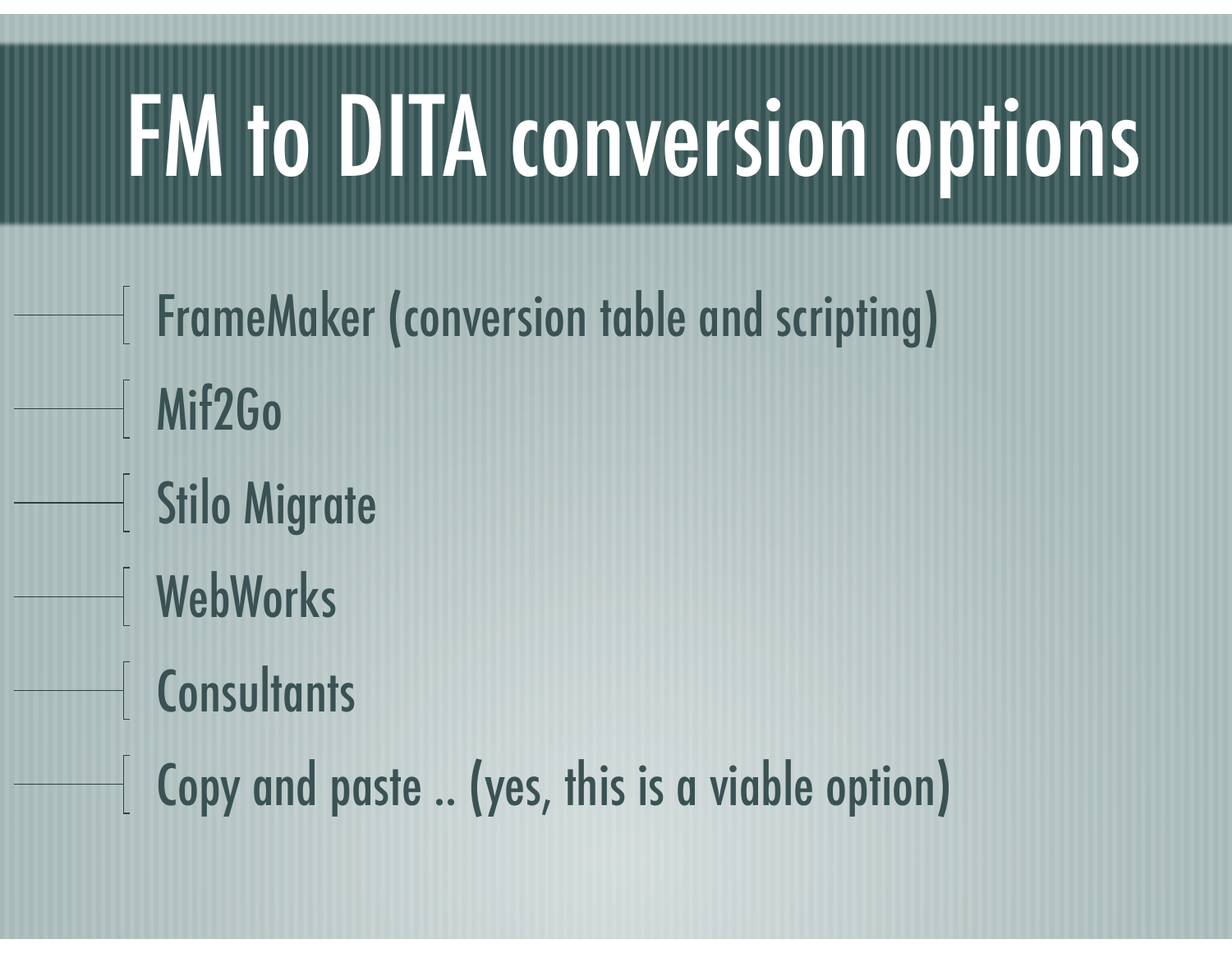# FM to DITA conversion options

- FrameMaker (conversion table and scripting)
- Mif2Go
- Stilo Migrate
- WebWorks
- Consultants
- Copy and paste .. (yes, this is a viable option)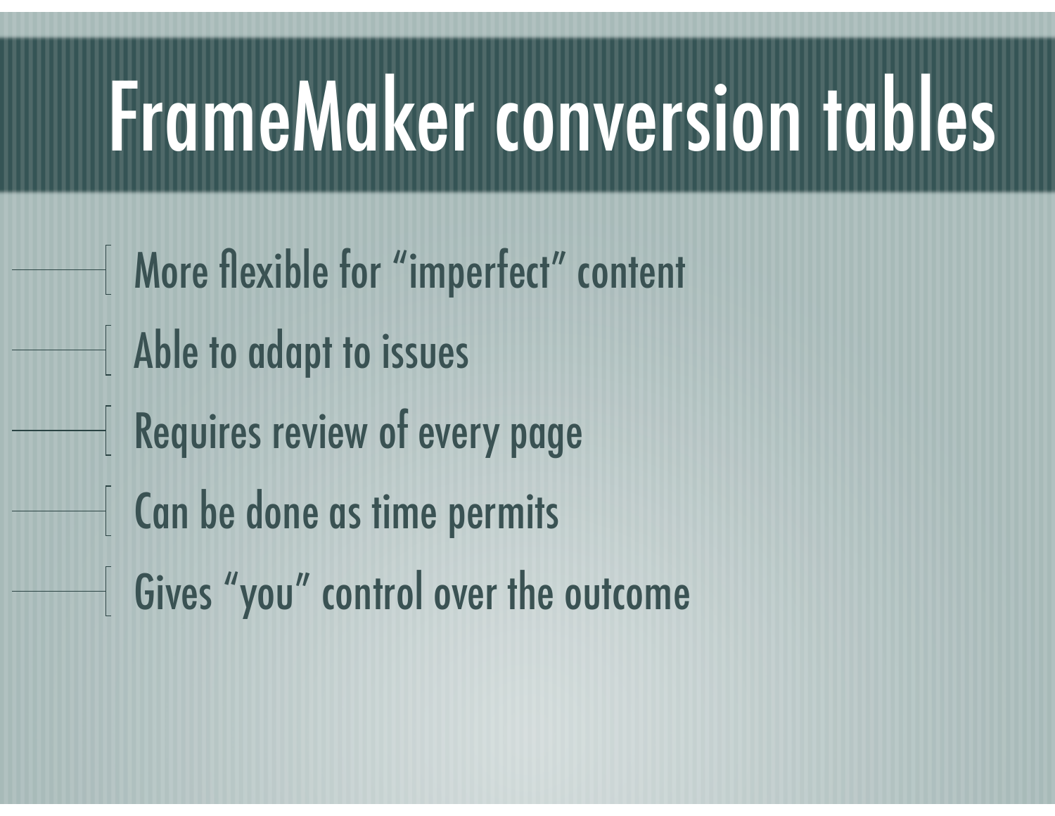# FrameMaker conversion tables

- More flexible for “imperfect” content
- Able to adapt to issues
- Requires review of every page
- Can be done as time permits
- Gives “you” control over the outcome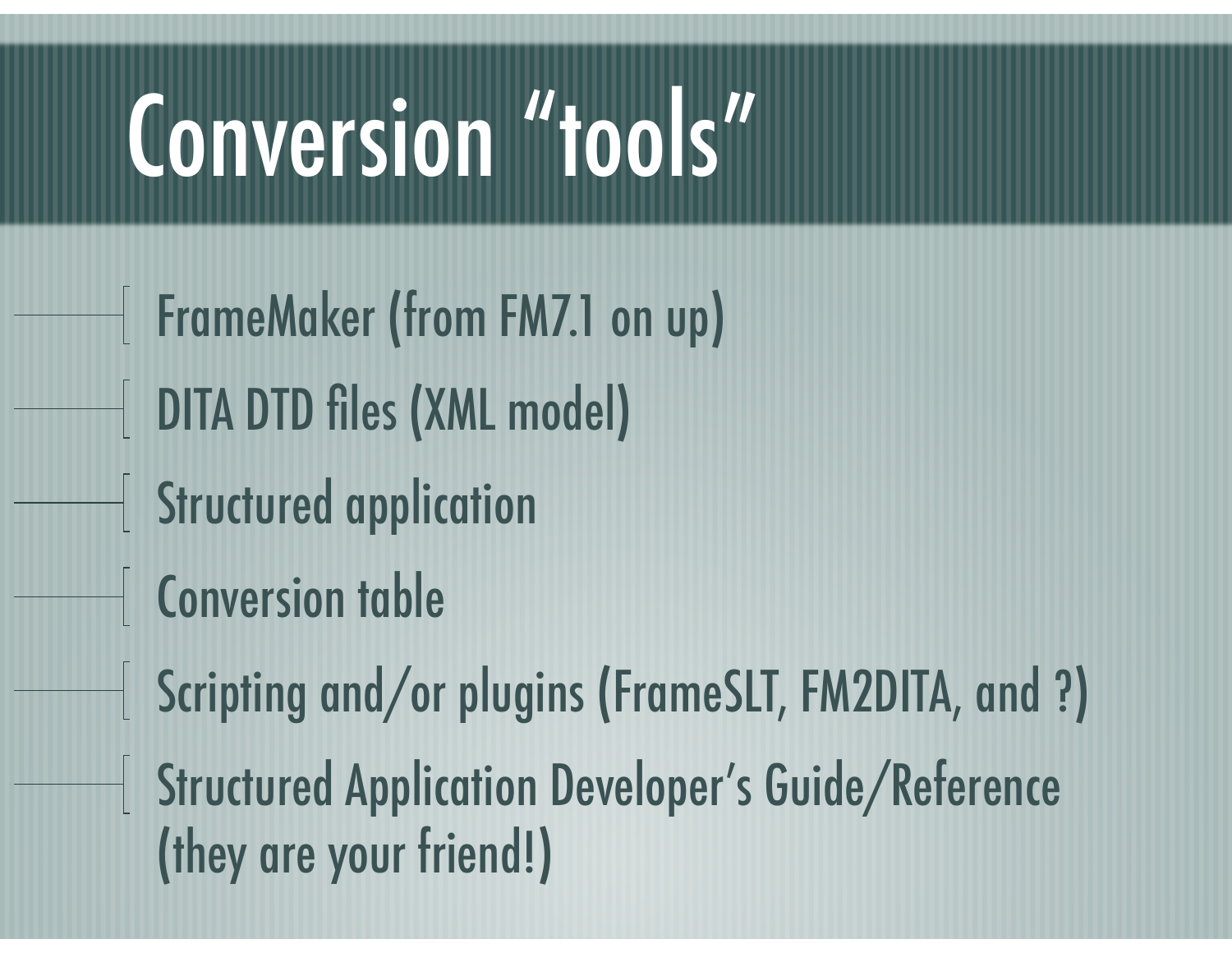# Conversion “tools”

- FrameMaker (from FM7.1 on up)
- DITA DTD files (XML model)
- Structured application
- Conversion table
- Scripting and/or plugins (FrameSLT, FM2DITA, and ?)
- Structured Application Developer’s Guide/Reference (they are your friend!)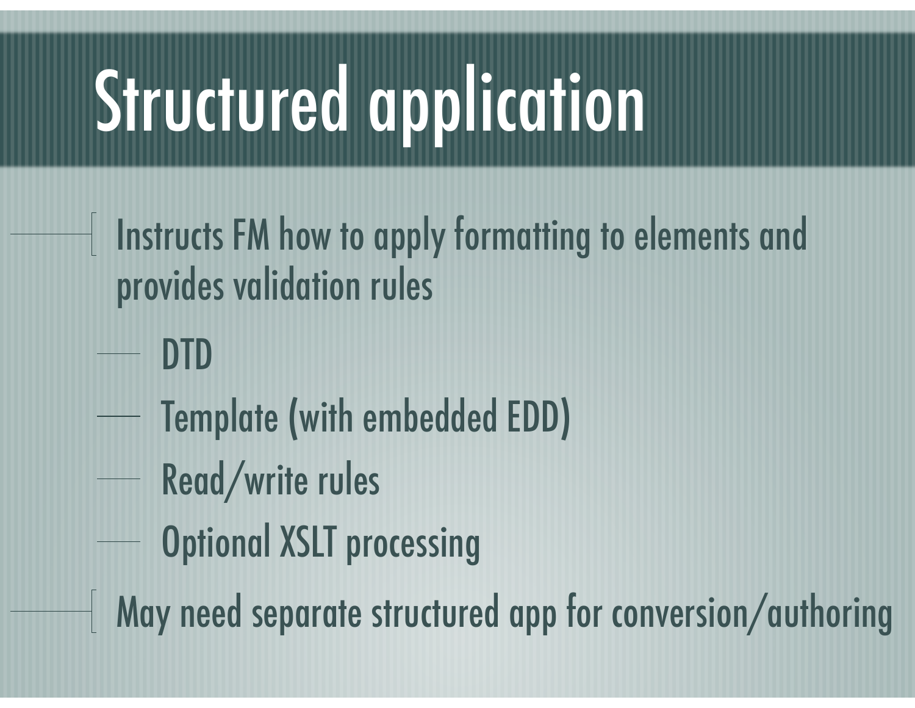# Structured application

- Instructs FM how to apply formatting to elements and provides validation rules
  - DTD
  - Template (with embedded EDD)
  - Read/write rules
  - Optional XSLT processing
- May need separate structured app for conversion/authoring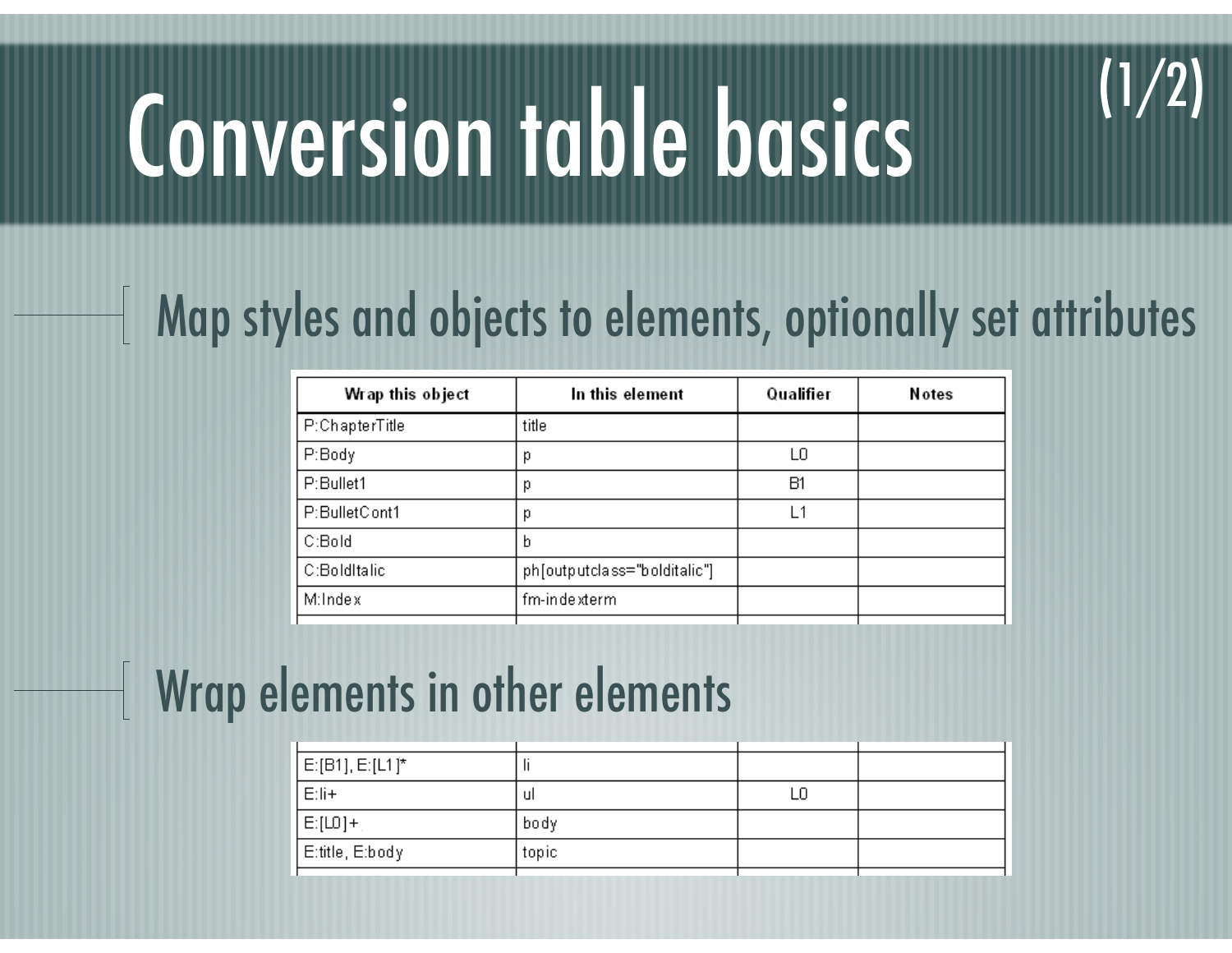# Conversion table basics (1/2)

- Map styles and objects to elements, optionally set attributes

| Wrap this object | In this element | Qualifier | Notes |
|---|---|---|---|
| P:ChapterTitle | title | | |
| P:Body | p | L0 | |
| P:Bullet1 | p | B1 | |
| P:BulletCont1 | p | L1 | |
| C:Bold | b | | |
| C:BoldItalic | ph[outputclass="bolditalic"] | | |
| M:Index | fm-indexterm | | |

- Wrap elements in other elements

| Wrap this object | In this element | Qualifier | Notes |
|---|---|---|---|
| E:[B1], E:[L1]* | li | | |
| E:li+ | ul | L0 | |
| E:[L0]+ | body | | |
| E:title, E:body | topic | | |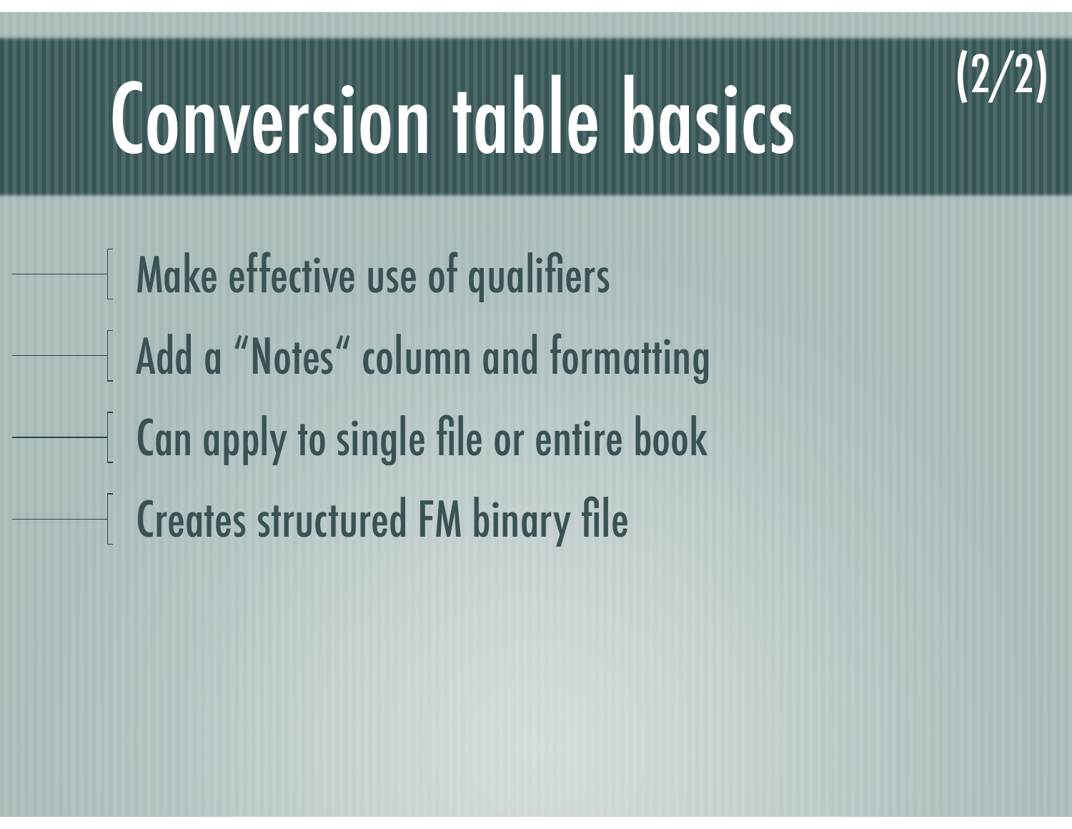# Conversion table basics (2/2)

- Make effective use of qualifiers
- Add a “Notes“ column and formatting
- Can apply to single file or entire book
- Creates structured FM binary file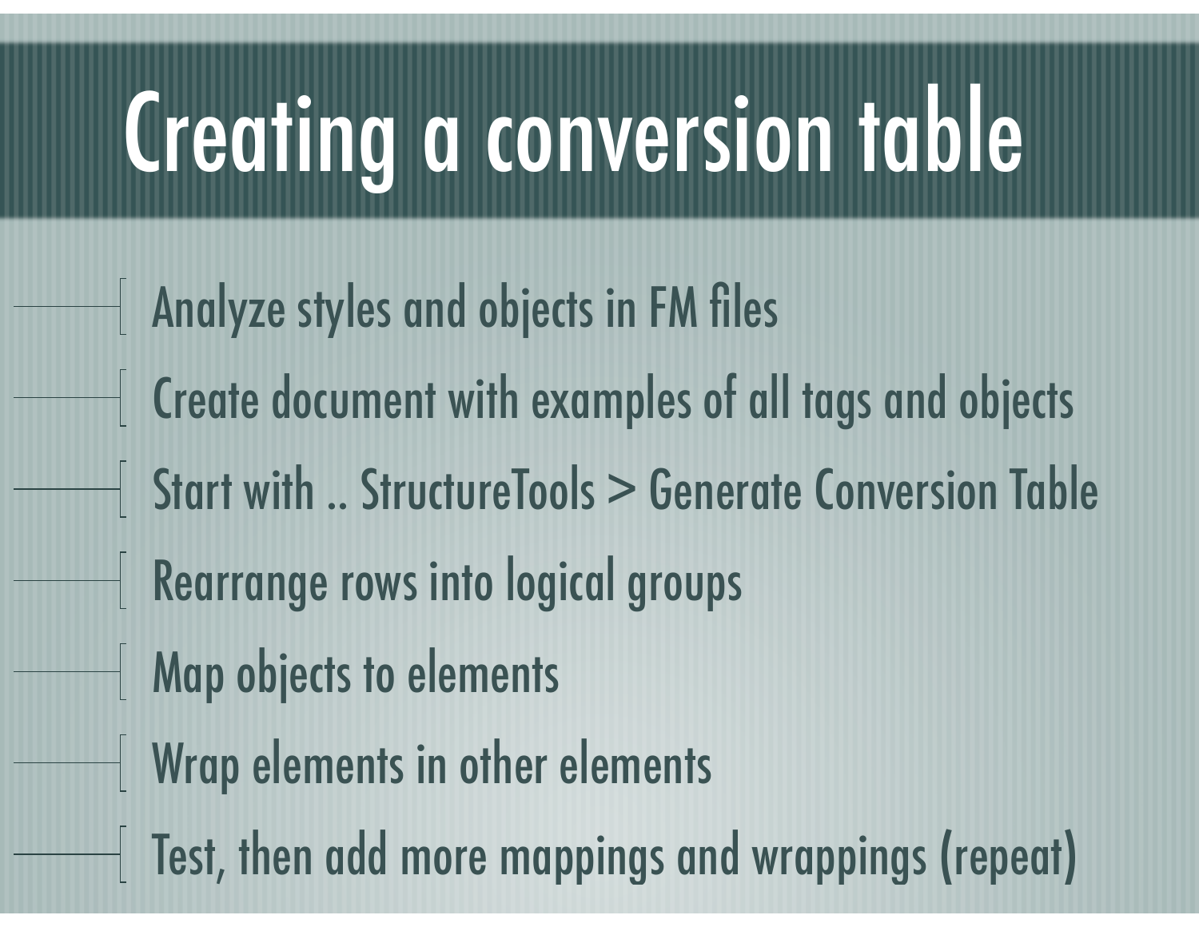# Creating a conversion table

- Analyze styles and objects in FM files
- Create document with examples of all tags and objects
- Start with .. StructureTools > Generate Conversion Table
- Rearrange rows into logical groups
- Map objects to elements
- Wrap elements in other elements
- Test, then add more mappings and wrappings (repeat)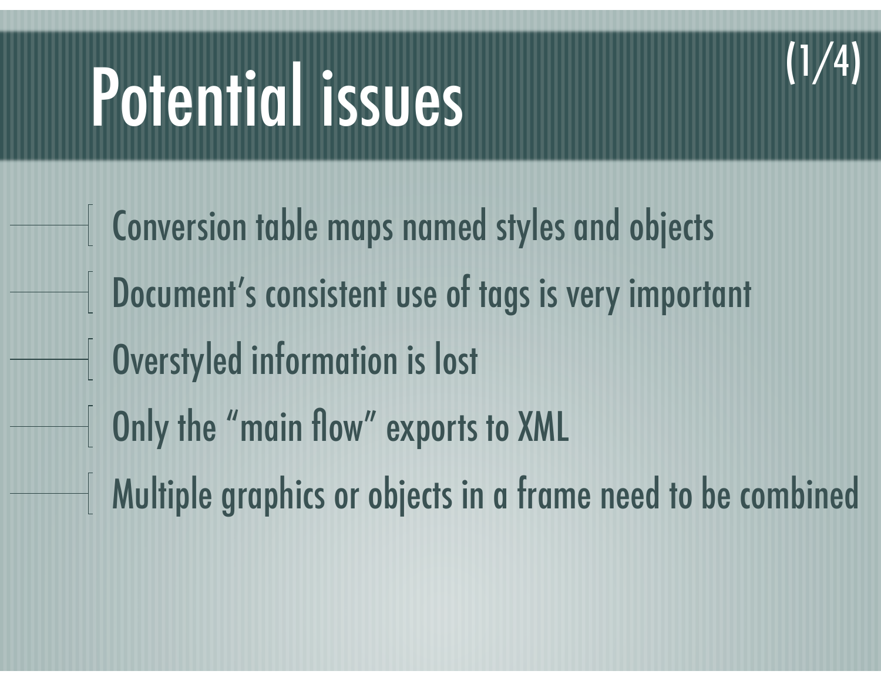# Potential issues

(1/4)

- Conversion table maps named styles and objects
- Document’s consistent use of tags is very important
- Overstyled information is lost
- Only the “main flow” exports to XML
- Multiple graphics or objects in a frame need to be combined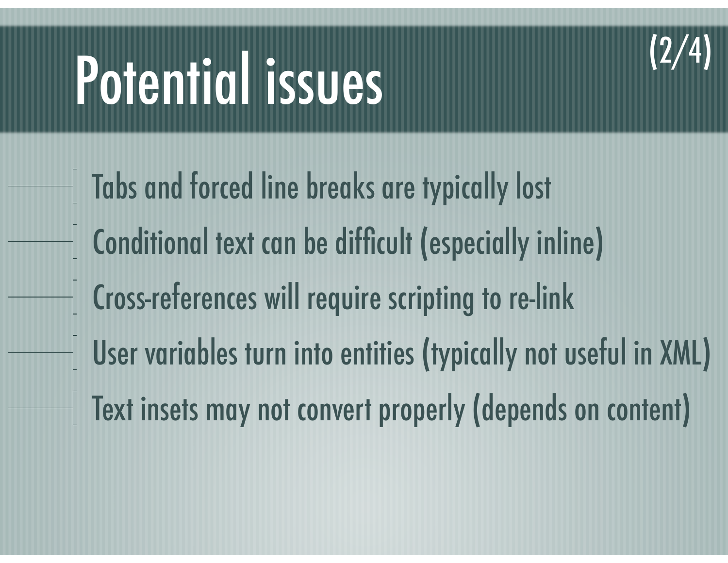# Potential issues (2/4)

- Tabs and forced line breaks are typically lost
- Conditional text can be difficult (especially inline)
- Cross-references will require scripting to re-link
- User variables turn into entities (typically not useful in XML)
- Text insets may not convert properly (depends on content)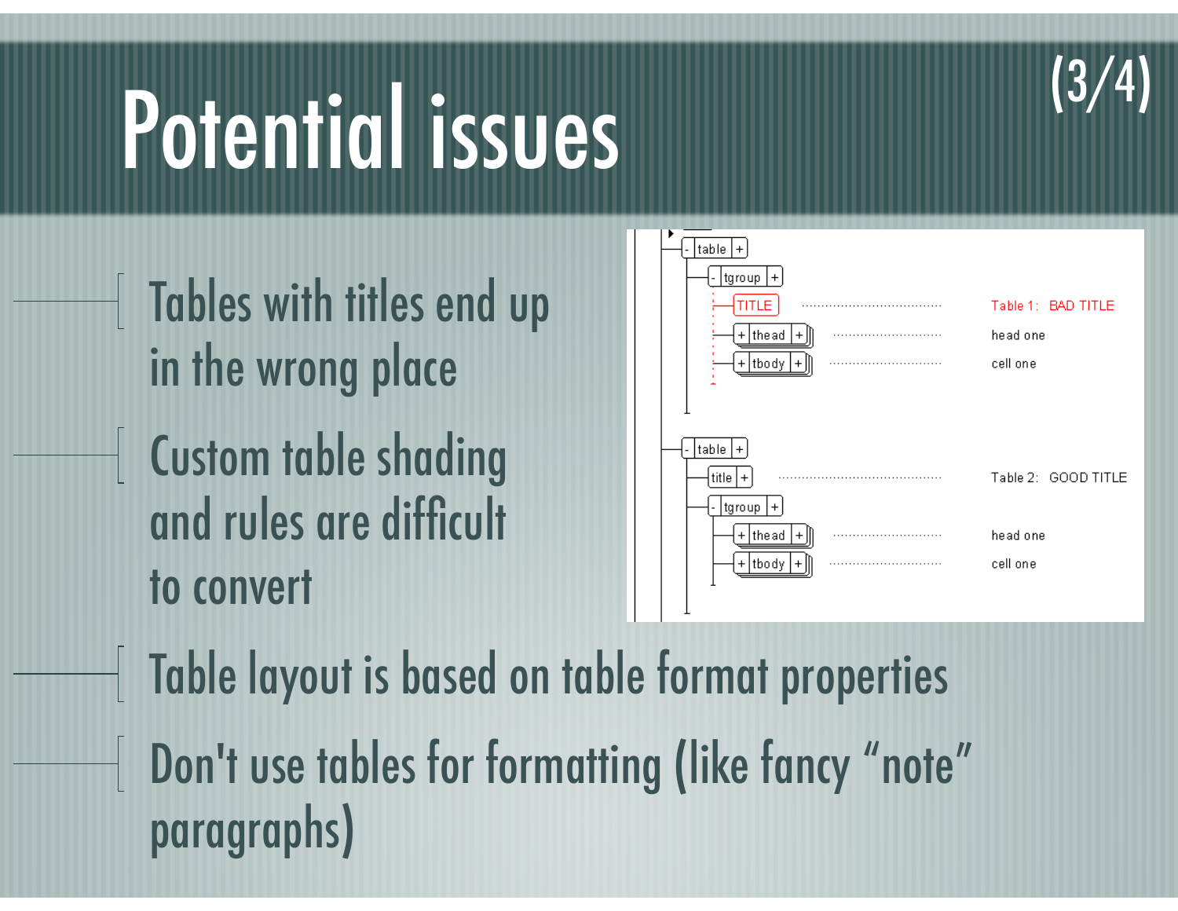# Potential issues

(3/4)

- Tables with titles end up in the wrong place
- Custom table shading and rules are difficult to convert
- Table layout is based on table format properties
- Don't use tables for formatting (like fancy “note” paragraphs)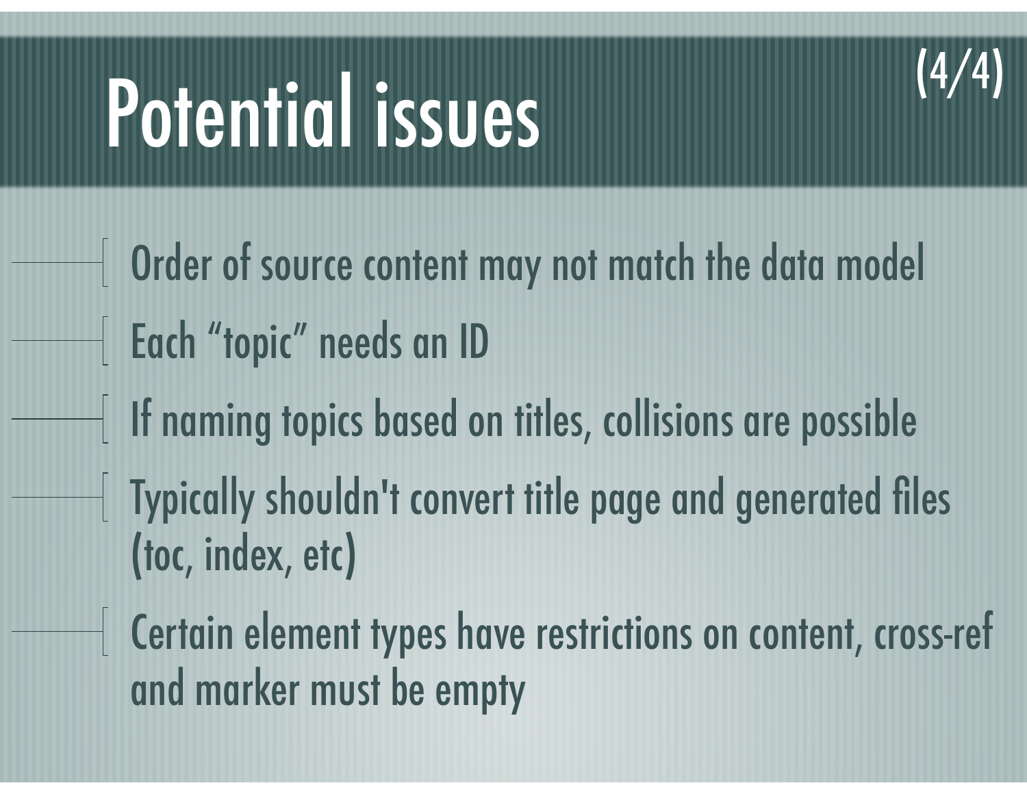# Potential issues

(4/4)

- Order of source content may not match the data model
- Each “topic” needs an ID
- If naming topics based on titles, collisions are possible
- Typically shouldn't convert title page and generated files (toc, index, etc)
- Certain element types have restrictions on content, cross-ref and marker must be empty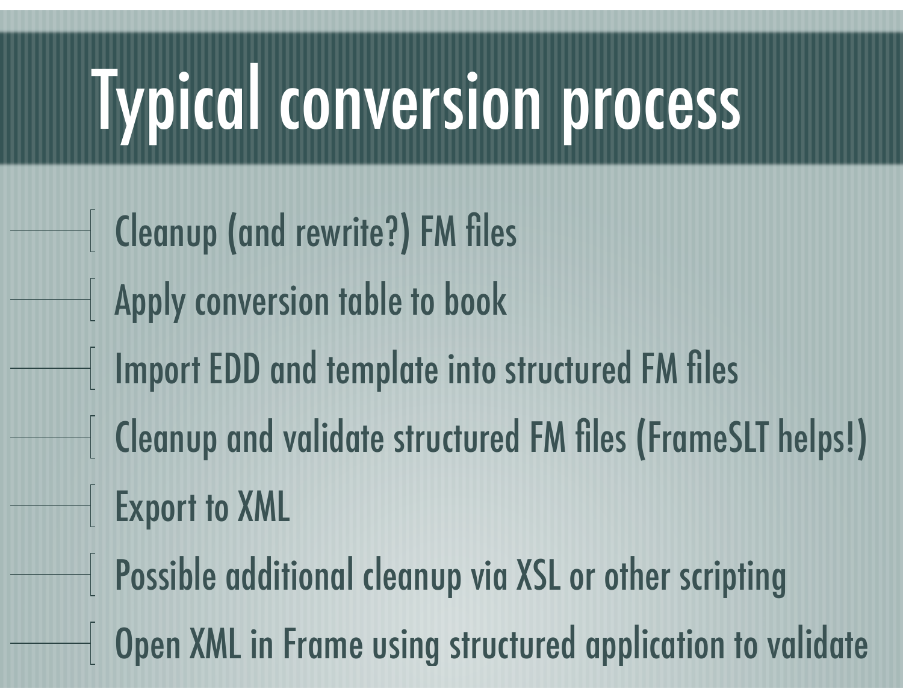# Typical conversion process

- Cleanup (and rewrite?) FM files
- Apply conversion table to book
- Import EDD and template into structured FM files
- Cleanup and validate structured FM files (FrameSLT helps!)
- Export to XML
- Possible additional cleanup via XSL or other scripting
- Open XML in Frame using structured application to validate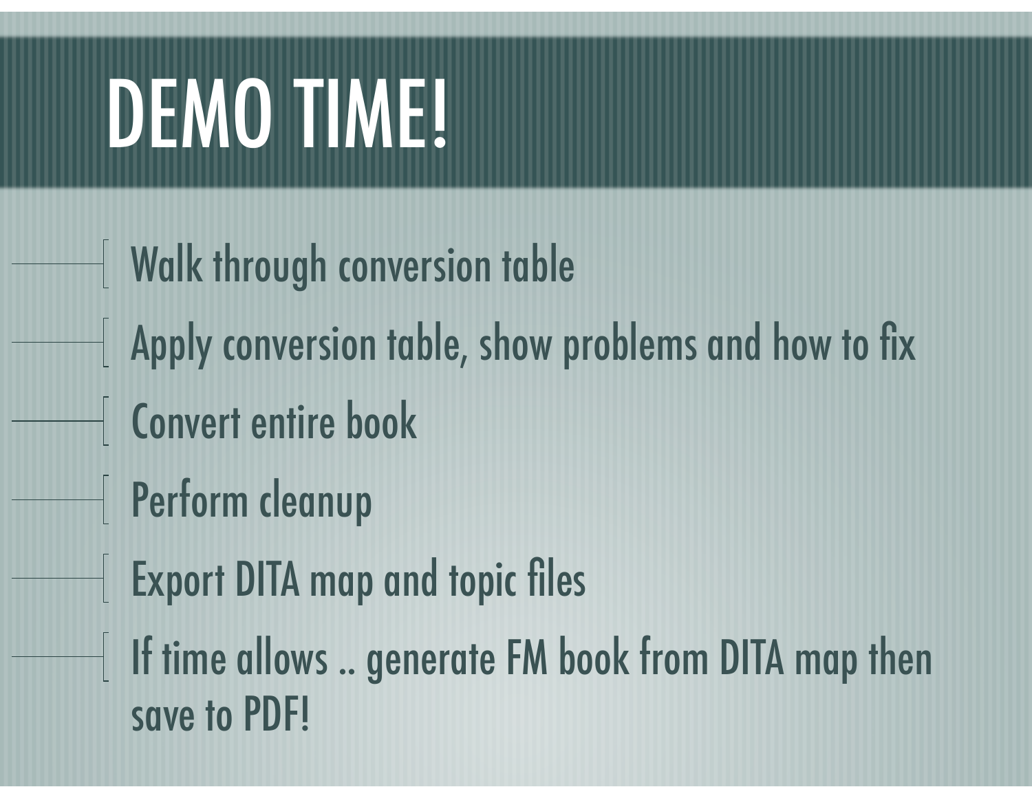# DEMO TIME!

- Walk through conversion table
- Apply conversion table, show problems and how to fix
- Convert entire book
- Perform cleanup
- Export DITA map and topic files
- If time allows .. generate FM book from DITA map then save to PDF!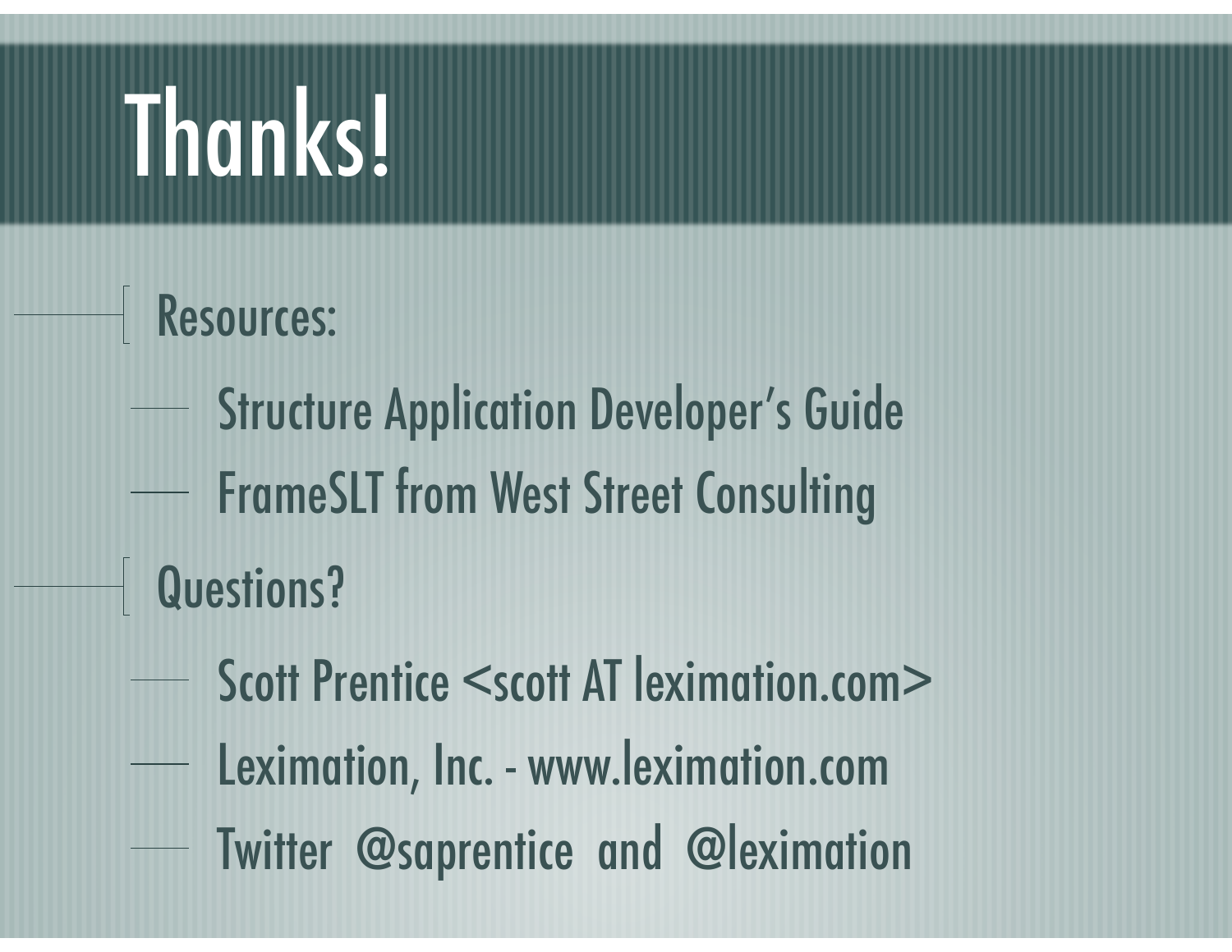# Thanks!

- Resources:
  - Structure Application Developer's Guide
  - FrameSLT from West Street Consulting
- Questions?
  - Scott Prentice <scott AT leximation.com>
  - Leximation, Inc. - www.leximation.com
  - Twitter @saprentice and @leximation